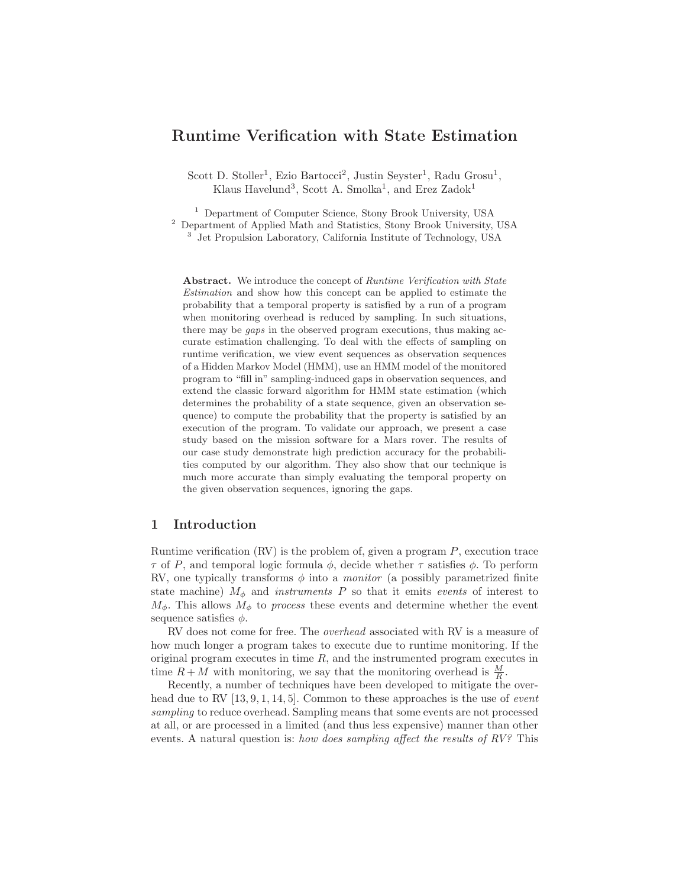# Runtime Verification with State Estimation

Scott D. Stoller[1], Ezio Bartocci[2], Justin Seyster[1], Radu Grosu[1], Klaus Havelund[3], Scott A. Smolka[1], and Erez Zadok[1]

[1] Department of Computer Science, Stony Brook University, USA
[2] Department of Applied Math and Statistics, Stony Brook University, USA
[3] Jet Propulsion Laboratory, California Institute of Technology, USA

**Abstract.** We introduce the concept of *Runtime Verification with State Estimation* and show how this concept can be applied to estimate the probability that a temporal property is satisfied by a run of a program when monitoring overhead is reduced by sampling. In such situations, there may be *gaps* in the observed program executions, thus making accurate estimation challenging. To deal with the effects of sampling on runtime verification, we view event sequences as observation sequences of a Hidden Markov Model (HMM), use an HMM model of the monitored program to "fill in" sampling-induced gaps in observation sequences, and extend the classic forward algorithm for HMM state estimation (which determines the probability of a state sequence, given an observation sequence) to compute the probability that the property is satisfied by an execution of the program. To validate our approach, we present a case study based on the mission software for a Mars rover. The results of our case study demonstrate high prediction accuracy for the probabilities computed by our algorithm. They also show that our technique is much more accurate than simply evaluating the temporal property on the given observation sequences, ignoring the gaps.

## 1 Introduction

Runtime verification (RV) is the problem of, given a program $P$, execution trace $\tau$ of $P$, and temporal logic formula $\phi$, decide whether $\tau$ satisfies $\phi$. To perform RV, one typically transforms $\phi$ into a *monitor* (a possibly parametrized finite state machine) $M_\phi$ and *instruments* $P$ so that it emits *events* of interest to $M_\phi$. This allows $M_\phi$ to *process* these events and determine whether the event sequence satisfies $\phi$.

RV does not come for free. The *overhead* associated with RV is a measure of how much longer a program takes to execute due to runtime monitoring. If the original program executes in time $R$, and the instrumented program executes in time $R + M$ with monitoring, we say that the monitoring overhead is $\frac{M}{R}$.

Recently, a number of techniques have been developed to mitigate the overhead due to RV [13, 9, 1, 14, 5]. Common to these approaches is the use of *event sampling* to reduce overhead. Sampling means that some events are not processed at all, or are processed in a limited (and thus less expensive) manner than other events. A natural question is: *how does sampling affect the results of RV?* This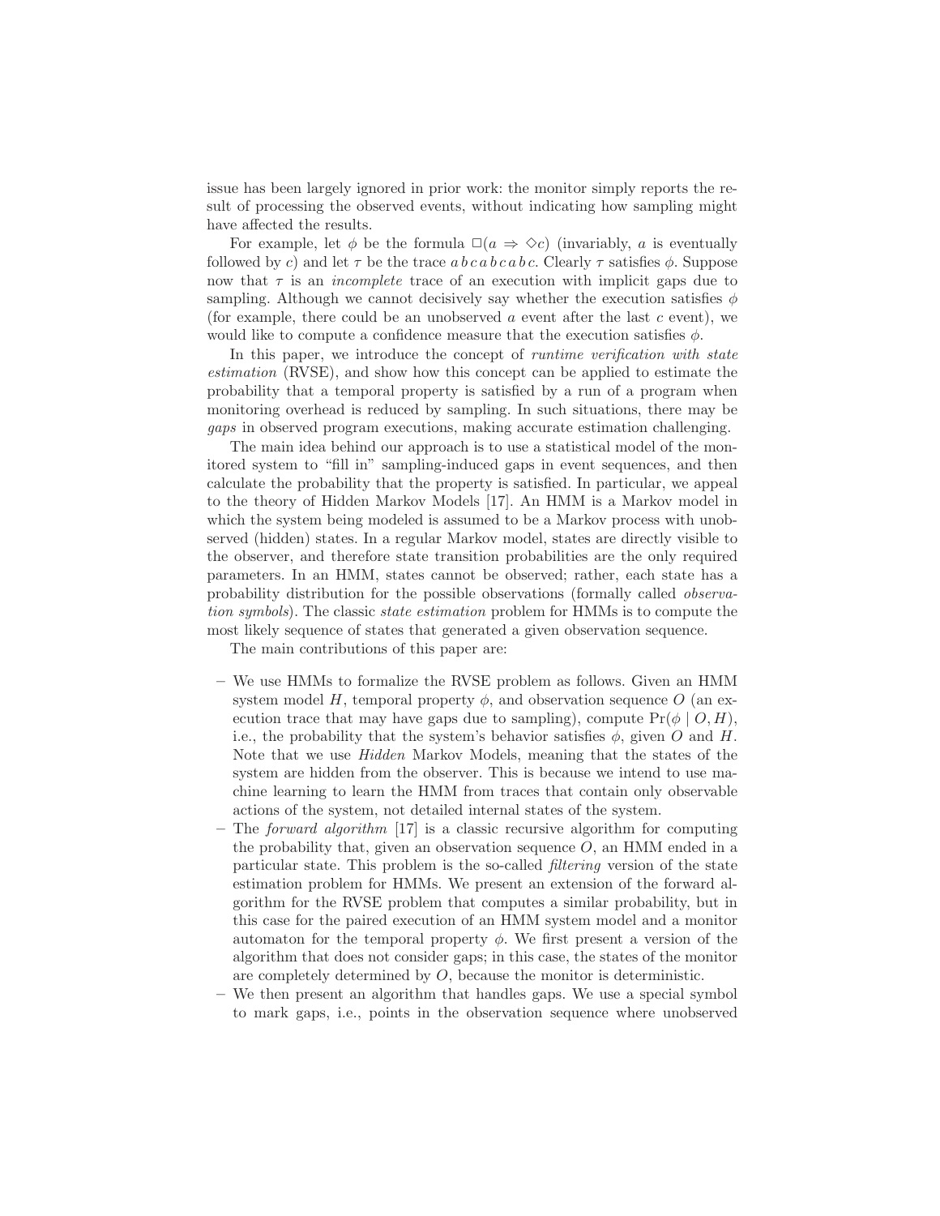issue has been largely ignored in prior work: the monitor simply reports the result of processing the observed events, without indicating how sampling might have affected the results.

For example, let $\phi$ be the formula $\Box(a \Rightarrow \Diamond c)$ (invariably, $a$ is eventually followed by $c$) and let $\tau$ be the trace $a\,b\,c\,a\,b\,c\,a\,b\,c$. Clearly $\tau$ satisfies $\phi$. Suppose now that $\tau$ is an *incomplete* trace of an execution with implicit gaps due to sampling. Although we cannot decisively say whether the execution satisfies $\phi$ (for example, there could be an unobserved $a$ event after the last $c$ event), we would like to compute a confidence measure that the execution satisfies $\phi$.

In this paper, we introduce the concept of *runtime verification with state estimation* (RVSE), and show how this concept can be applied to estimate the probability that a temporal property is satisfied by a run of a program when monitoring overhead is reduced by sampling. In such situations, there may be *gaps* in observed program executions, making accurate estimation challenging.

The main idea behind our approach is to use a statistical model of the monitored system to "fill in" sampling-induced gaps in event sequences, and then calculate the probability that the property is satisfied. In particular, we appeal to the theory of Hidden Markov Models [17]. An HMM is a Markov model in which the system being modeled is assumed to be a Markov process with unobserved (hidden) states. In a regular Markov model, states are directly visible to the observer, and therefore state transition probabilities are the only required parameters. In an HMM, states cannot be observed; rather, each state has a probability distribution for the possible observations (formally called *observation symbols*). The classic *state estimation* problem for HMMs is to compute the most likely sequence of states that generated a given observation sequence.

The main contributions of this paper are:

- We use HMMs to formalize the RVSE problem as follows. Given an HMM system model $H$, temporal property $\phi$, and observation sequence $O$ (an execution trace that may have gaps due to sampling), compute $\Pr(\phi \mid O, H)$, i.e., the probability that the system's behavior satisfies $\phi$, given $O$ and $H$. Note that we use *Hidden* Markov Models, meaning that the states of the system are hidden from the observer. This is because we intend to use machine learning to learn the HMM from traces that contain only observable actions of the system, not detailed internal states of the system.
- The *forward algorithm* [17] is a classic recursive algorithm for computing the probability that, given an observation sequence $O$, an HMM ended in a particular state. This problem is the so-called *filtering* version of the state estimation problem for HMMs. We present an extension of the forward algorithm for the RVSE problem that computes a similar probability, but in this case for the paired execution of an HMM system model and a monitor automaton for the temporal property $\phi$. We first present a version of the algorithm that does not consider gaps; in this case, the states of the monitor are completely determined by $O$, because the monitor is deterministic.
- We then present an algorithm that handles gaps. We use a special symbol to mark gaps, i.e., points in the observation sequence where unobserved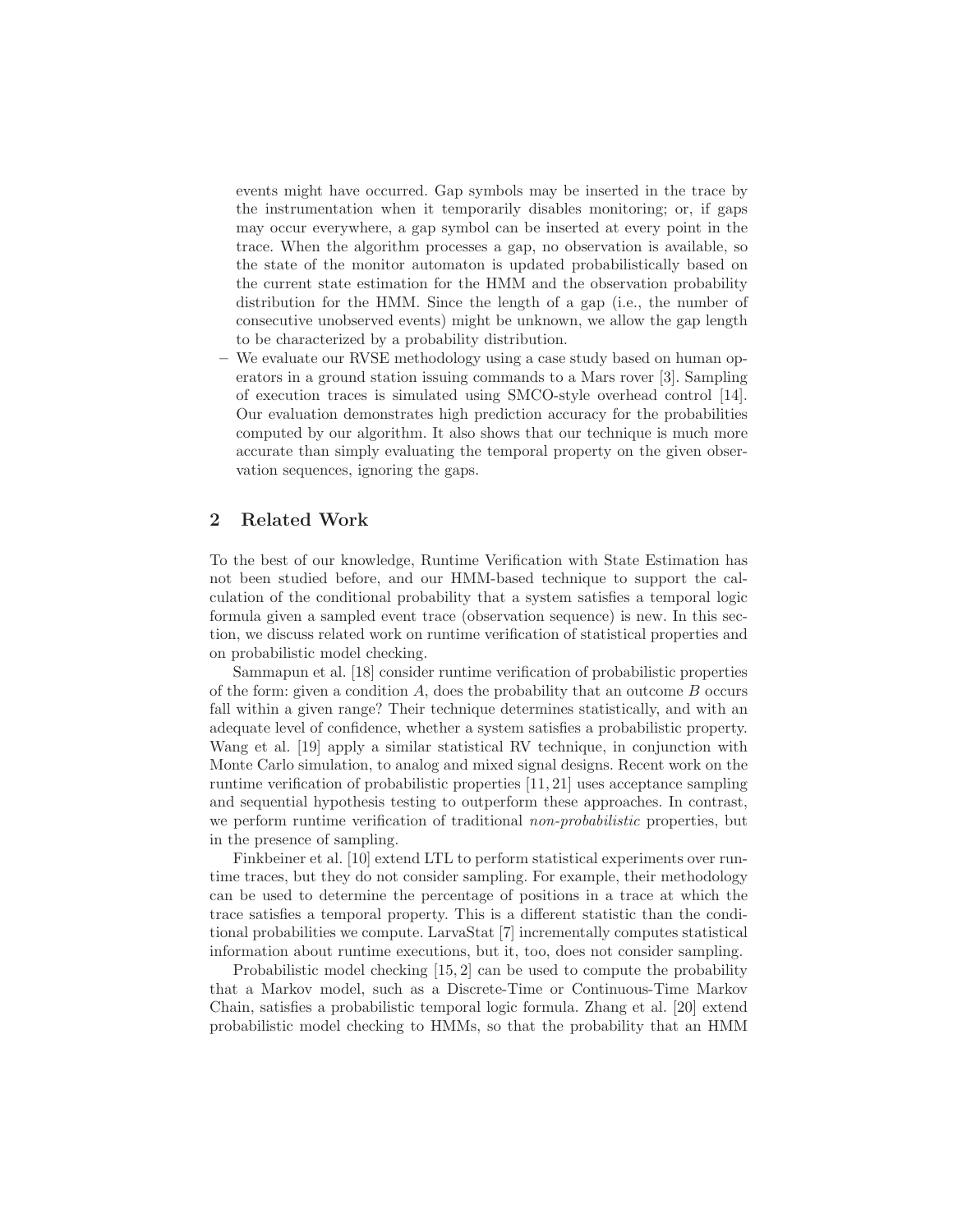events might have occurred. Gap symbols may be inserted in the trace by the instrumentation when it temporarily disables monitoring; or, if gaps may occur everywhere, a gap symbol can be inserted at every point in the trace. When the algorithm processes a gap, no observation is available, so the state of the monitor automaton is updated probabilistically based on the current state estimation for the HMM and the observation probability distribution for the HMM. Since the length of a gap (i.e., the number of consecutive unobserved events) might be unknown, we allow the gap length to be characterized by a probability distribution.

– We evaluate our RVSE methodology using a case study based on human operators in a ground station issuing commands to a Mars rover [3]. Sampling of execution traces is simulated using SMCO-style overhead control [14]. Our evaluation demonstrates high prediction accuracy for the probabilities computed by our algorithm. It also shows that our technique is much more accurate than simply evaluating the temporal property on the given observation sequences, ignoring the gaps.

## 2 Related Work

To the best of our knowledge, Runtime Verification with State Estimation has not been studied before, and our HMM-based technique to support the calculation of the conditional probability that a system satisfies a temporal logic formula given a sampled event trace (observation sequence) is new. In this section, we discuss related work on runtime verification of statistical properties and on probabilistic model checking.

Sammapun et al. [18] consider runtime verification of probabilistic properties of the form: given a condition $A$, does the probability that an outcome $B$ occurs fall within a given range? Their technique determines statistically, and with an adequate level of confidence, whether a system satisfies a probabilistic property. Wang et al. [19] apply a similar statistical RV technique, in conjunction with Monte Carlo simulation, to analog and mixed signal designs. Recent work on the runtime verification of probabilistic properties [11, 21] uses acceptance sampling and sequential hypothesis testing to outperform these approaches. In contrast, we perform runtime verification of traditional *non-probabilistic* properties, but in the presence of sampling.

Finkbeiner et al. [10] extend LTL to perform statistical experiments over runtime traces, but they do not consider sampling. For example, their methodology can be used to determine the percentage of positions in a trace at which the trace satisfies a temporal property. This is a different statistic than the conditional probabilities we compute. LarvaStat [7] incrementally computes statistical information about runtime executions, but it, too, does not consider sampling.

Probabilistic model checking [15, 2] can be used to compute the probability that a Markov model, such as a Discrete-Time or Continuous-Time Markov Chain, satisfies a probabilistic temporal logic formula. Zhang et al. [20] extend probabilistic model checking to HMMs, so that the probability that an HMM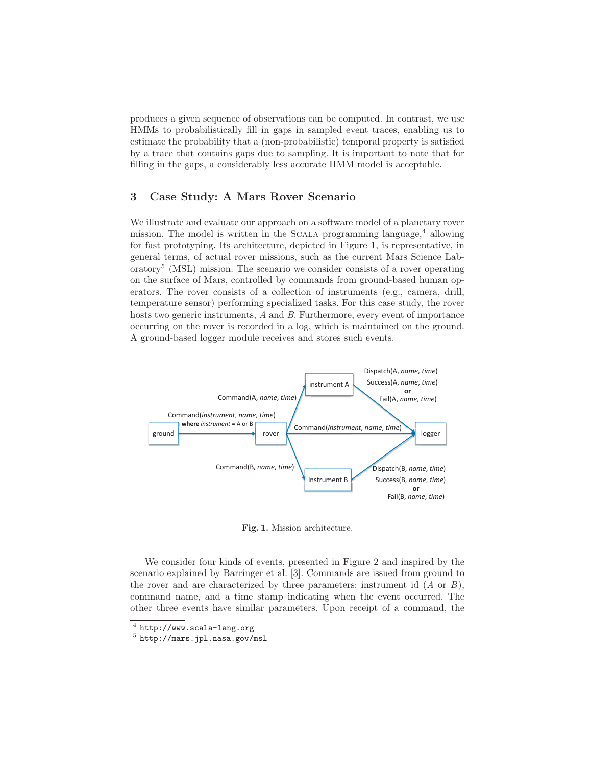produces a given sequence of observations can be computed. In contrast, we use HMMs to probabilistically fill in gaps in sampled event traces, enabling us to estimate the probability that a (non-probabilistic) temporal property is satisfied by a trace that contains gaps due to sampling. It is important to note that for filling in the gaps, a considerably less accurate HMM model is acceptable.

## 3 Case Study: A Mars Rover Scenario

We illustrate and evaluate our approach on a software model of a planetary rover mission. The model is written in the SCALA programming language,[4] allowing for fast prototyping. Its architecture, depicted in Figure 1, is representative, in general terms, of actual rover missions, such as the current Mars Science Laboratory[5] (MSL) mission. The scenario we consider consists of a rover operating on the surface of Mars, controlled by commands from ground-based human operators. The rover consists of a collection of instruments (e.g., camera, drill, temperature sensor) performing specialized tasks. For this case study, the rover hosts two generic instruments, $A$ and $B$. Furthermore, every event of importance occurring on the rover is recorded in a log, which is maintained on the ground. A ground-based logger module receives and stores such events.

**Fig. 1.** Mission architecture.

We consider four kinds of events, presented in Figure 2 and inspired by the scenario explained by Barringer et al. [3]. Commands are issued from ground to the rover and are characterized by three parameters: instrument id ($A$ or $B$), command name, and a time stamp indicating when the event occurred. The other three events have similar parameters. Upon receipt of a command, the

[4] http://www.scala-lang.org

[5] http://mars.jpl.nasa.gov/msl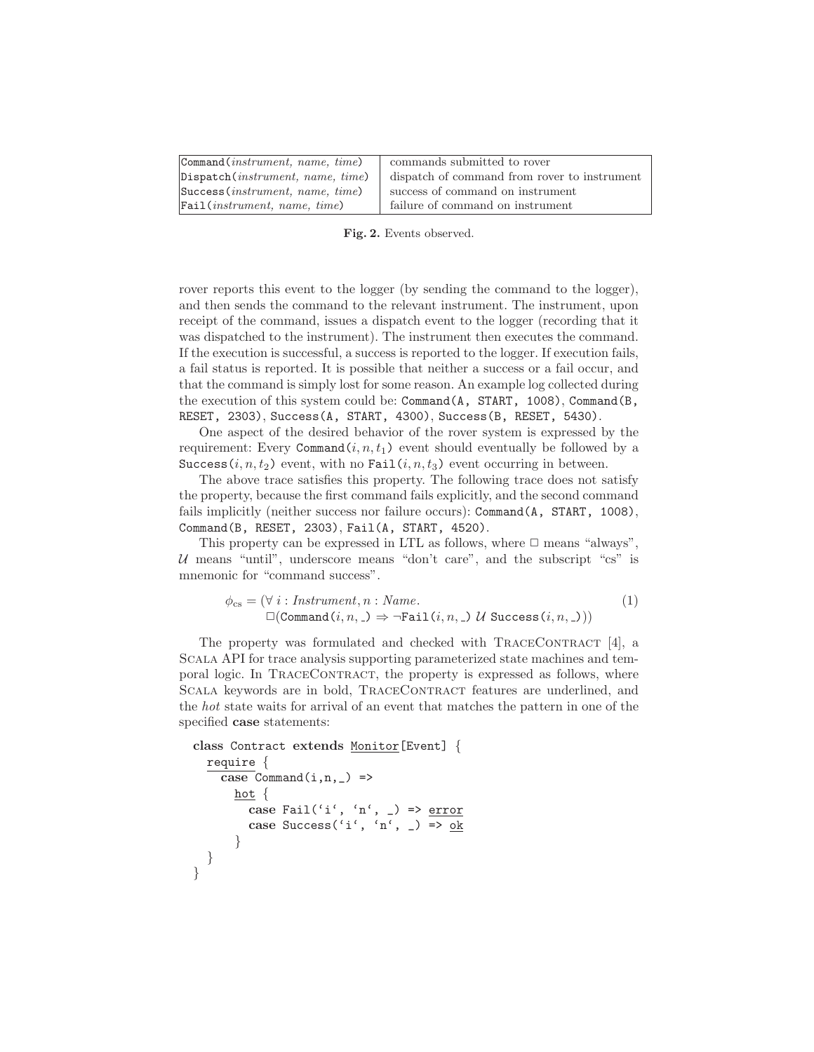| | |
|---|---|
| `Command`(*instrument, name, time*) | commands submitted to rover |
| `Dispatch`(*instrument, name, time*) | dispatch of command from rover to instrument |
| `Success`(*instrument, name, time*) | success of command on instrument |
| `Fail`(*instrument, name, time*) | failure of command on instrument |

**Fig. 2.** Events observed.

rover reports this event to the logger (by sending the command to the logger), and then sends the command to the relevant instrument. The instrument, upon receipt of the command, issues a dispatch event to the logger (recording that it was dispatched to the instrument). The instrument then executes the command. If the execution is successful, a success is reported to the logger. If execution fails, a fail status is reported. It is possible that neither a success or a fail occur, and that the command is simply lost for some reason. An example log collected during the execution of this system could be: `Command(A, START, 1008)`, `Command(B, RESET, 2303)`, `Success(A, START, 4300)`, `Success(B, RESET, 5430)`.

One aspect of the desired behavior of the rover system is expressed by the requirement: Every $\texttt{Command}(i, n, t_1)$ event should eventually be followed by a $\texttt{Success}(i, n, t_2)$ event, with no $\texttt{Fail}(i, n, t_3)$ event occurring in between.

The above trace satisfies this property. The following trace does not satisfy the property, because the first command fails explicitly, and the second command fails implicitly (neither success nor failure occurs): `Command(A, START, 1008)`, `Command(B, RESET, 2303)`, `Fail(A, START, 4520)`.

This property can be expressed in LTL as follows, where $\square$ means "always", $\mathcal{U}$ means "until", underscore means "don't care", and the subscript "cs" is mnemonic for "command success".

$$\phi_{\text{cs}} = (\forall\, i : \mathit{Instrument}, n : \mathit{Name}. \quad \square(\texttt{Command}(i, n, \_) \Rightarrow \neg\texttt{Fail}(i, n, \_) \;\mathcal{U}\; \texttt{Success}(i, n, \_))) \tag{1}$$

The property was formulated and checked with TraceContract [4], a Scala API for trace analysis supporting parameterized state machines and temporal logic. In TraceContract, the property is expressed as follows, where Scala keywords are in bold, TraceContract features are underlined, and the *hot* state waits for arrival of an event that matches the pattern in one of the specified **case** statements:

```
class Contract extends Monitor[Event] {
  require {
    case Command(i,n,_) =>
      hot {
        case Fail(`i`, `n`, _) => error
        case Success(`i`, `n`, _) => ok
      }
  }
}
```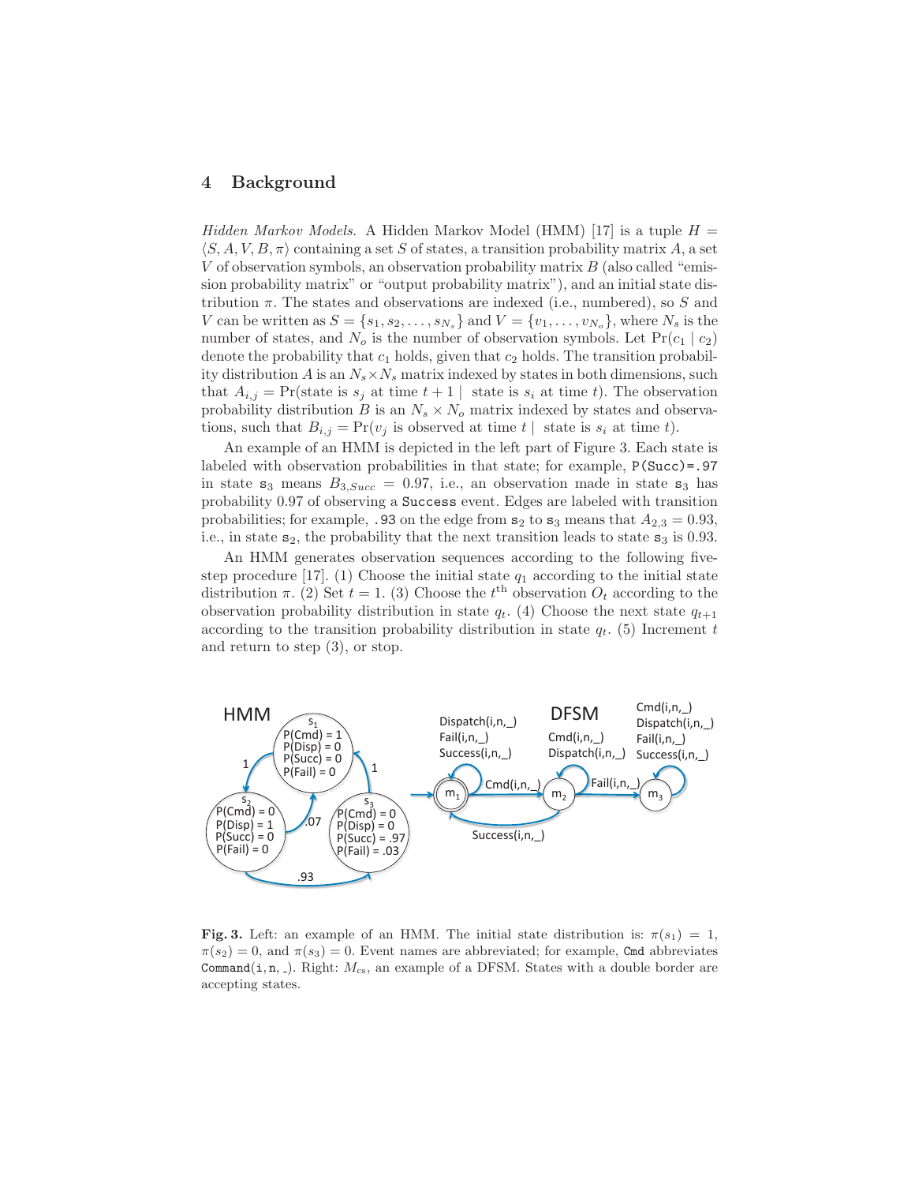## 4 Background

*Hidden Markov Models.* A Hidden Markov Model (HMM) [17] is a tuple $H = \langle S, A, V, B, \pi \rangle$ containing a set $S$ of states, a transition probability matrix $A$, a set $V$ of observation symbols, an observation probability matrix $B$ (also called "emission probability matrix" or "output probability matrix"), and an initial state distribution $\pi$. The states and observations are indexed (i.e., numbered), so $S$ and $V$ can be written as $S = \{s_1, s_2, \ldots, s_{N_s}\}$ and $V = \{v_1, \ldots, v_{N_o}\}$, where $N_s$ is the number of states, and $N_o$ is the number of observation symbols. Let $\Pr(c_1 \mid c_2)$ denote the probability that $c_1$ holds, given that $c_2$ holds. The transition probability distribution $A$ is an $N_s \times N_s$ matrix indexed by states in both dimensions, such that $A_{i,j} = \Pr(\text{state is } s_j \text{ at time } t+1 \mid \text{ state is } s_i \text{ at time } t)$. The observation probability distribution $B$ is an $N_s \times N_o$ matrix indexed by states and observations, such that $B_{i,j} = \Pr(v_j \text{ is observed at time } t \mid \text{ state is } s_i \text{ at time } t)$.

An example of an HMM is depicted in the left part of Figure 3. Each state is labeled with observation probabilities in that state; for example, `P(Succ)=.97` in state $\mathtt{s}_3$ means $B_{3,Succ} = 0.97$, i.e., an observation made in state $\mathtt{s}_3$ has probability 0.97 of observing a `Success` event. Edges are labeled with transition probabilities; for example, `.93` on the edge from $\mathtt{s}_2$ to $\mathtt{s}_3$ means that $A_{2,3} = 0.93$, i.e., in state $\mathtt{s}_2$, the probability that the next transition leads to state $\mathtt{s}_3$ is 0.93.

An HMM generates observation sequences according to the following five-step procedure [17]. (1) Choose the initial state $q_1$ according to the initial state distribution $\pi$. (2) Set $t = 1$. (3) Choose the $t^{\text{th}}$ observation $O_t$ according to the observation probability distribution in state $q_t$. (4) Choose the next state $q_{t+1}$ according to the transition probability distribution in state $q_t$. (5) Increment $t$ and return to step (3), or stop.

**Fig. 3.** Left: an example of an HMM. The initial state distribution is: $\pi(s_1) = 1$, $\pi(s_2) = 0$, and $\pi(s_3) = 0$. Event names are abbreviated; for example, `Cmd` abbreviates `Command(i,n,_)`. Right: $M_{cs}$, an example of a DFSM. States with a double border are accepting states.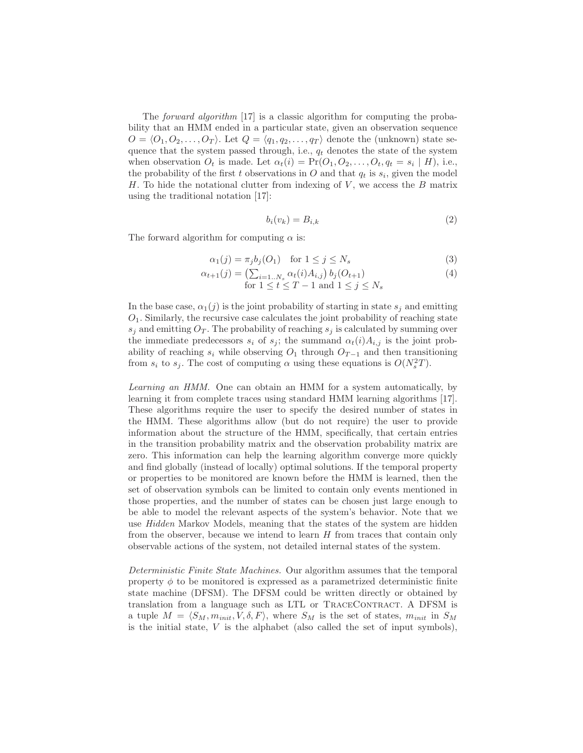The *forward algorithm* [17] is a classic algorithm for computing the probability that an HMM ended in a particular state, given an observation sequence $O = \langle O_1, O_2, \ldots, O_T \rangle$. Let $Q = \langle q_1, q_2, \ldots, q_T \rangle$ denote the (unknown) state sequence that the system passed through, i.e., $q_t$ denotes the state of the system when observation $O_t$ is made. Let $\alpha_t(i) = \Pr(O_1, O_2, \ldots, O_t, q_t = s_i \mid H)$, i.e., the probability of the first $t$ observations in $O$ and that $q_t$ is $s_i$, given the model $H$. To hide the notational clutter from indexing of $V$, we access the $B$ matrix using the traditional notation [17]:

$$b_i(v_k) = B_{i,k} \tag{2}$$

The forward algorithm for computing $\alpha$ is:

$$\alpha_1(j) = \pi_j b_j(O_1) \quad \text{for } 1 \leq j \leq N_s \tag{3}$$

$$\alpha_{t+1}(j) = \left(\textstyle\sum_{i=1..N_s} \alpha_t(i) A_{i,j}\right) b_j(O_{t+1}) \quad \text{for } 1 \leq t \leq T-1 \text{ and } 1 \leq j \leq N_s \tag{4}$$

In the base case, $\alpha_1(j)$ is the joint probability of starting in state $s_j$ and emitting $O_1$. Similarly, the recursive case calculates the joint probability of reaching state $s_j$ and emitting $O_T$. The probability of reaching $s_j$ is calculated by summing over the immediate predecessors $s_i$ of $s_j$; the summand $\alpha_t(i)A_{i,j}$ is the joint probability of reaching $s_i$ while observing $O_1$ through $O_{T-1}$ and then transitioning from $s_i$ to $s_j$. The cost of computing $\alpha$ using these equations is $O(N_s^2 T)$.

*Learning an HMM.* One can obtain an HMM for a system automatically, by learning it from complete traces using standard HMM learning algorithms [17]. These algorithms require the user to specify the desired number of states in the HMM. These algorithms allow (but do not require) the user to provide information about the structure of the HMM, specifically, that certain entries in the transition probability matrix and the observation probability matrix are zero. This information can help the learning algorithm converge more quickly and find globally (instead of locally) optimal solutions. If the temporal property or properties to be monitored are known before the HMM is learned, then the set of observation symbols can be limited to contain only events mentioned in those properties, and the number of states can be chosen just large enough to be able to model the relevant aspects of the system's behavior. Note that we use *Hidden* Markov Models, meaning that the states of the system are hidden from the observer, because we intend to learn $H$ from traces that contain only observable actions of the system, not detailed internal states of the system.

*Deterministic Finite State Machines.* Our algorithm assumes that the temporal property $\phi$ to be monitored is expressed as a parametrized deterministic finite state machine (DFSM). The DFSM could be written directly or obtained by translation from a language such as LTL or TraceContract. A DFSM is a tuple $M = \langle S_M, m_{init}, V, \delta, F \rangle$, where $S_M$ is the set of states, $m_{init}$ in $S_M$ is the initial state, $V$ is the alphabet (also called the set of input symbols),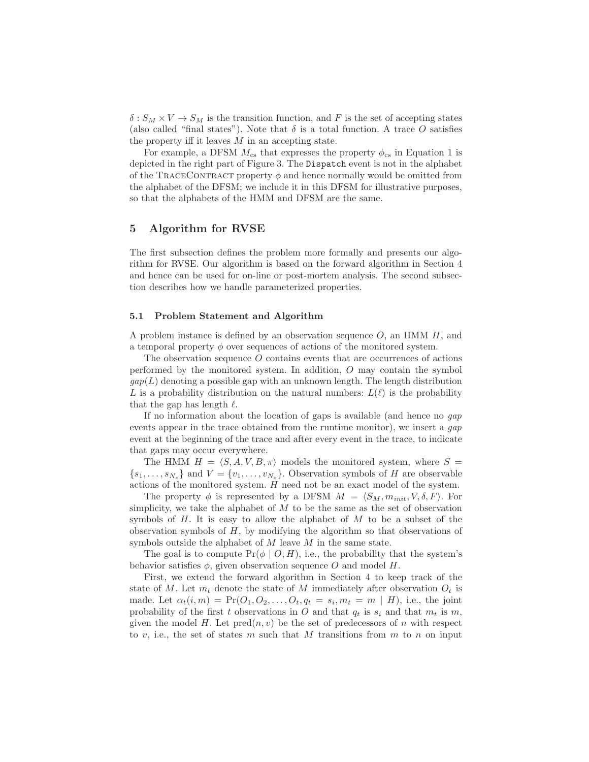$\delta : S_M \times V \rightarrow S_M$ is the transition function, and $F$ is the set of accepting states (also called "final states"). Note that $\delta$ is a total function. A trace $O$ satisfies the property iff it leaves $M$ in an accepting state.

For example, a DFSM $M_{\rm cs}$ that expresses the property $\phi_{\rm cs}$ in Equation 1 is depicted in the right part of Figure 3. The `Dispatch` event is not in the alphabet of the TraceContract property $\phi$ and hence normally would be omitted from the alphabet of the DFSM; we include it in this DFSM for illustrative purposes, so that the alphabets of the HMM and DFSM are the same.

## 5 Algorithm for RVSE

The first subsection defines the problem more formally and presents our algorithm for RVSE. Our algorithm is based on the forward algorithm in Section 4 and hence can be used for on-line or post-mortem analysis. The second subsection describes how we handle parameterized properties.

### 5.1 Problem Statement and Algorithm

A problem instance is defined by an observation sequence $O$, an HMM $H$, and a temporal property $\phi$ over sequences of actions of the monitored system.

The observation sequence $O$ contains events that are occurrences of actions performed by the monitored system. In addition, $O$ may contain the symbol $gap(L)$ denoting a possible gap with an unknown length. The length distribution $L$ is a probability distribution on the natural numbers: $L(\ell)$ is the probability that the gap has length $\ell$.

If no information about the location of gaps is available (and hence no *gap* events appear in the trace obtained from the runtime monitor), we insert a *gap* event at the beginning of the trace and after every event in the trace, to indicate that gaps may occur everywhere.

The HMM $H = \langle S, A, V, B, \pi \rangle$ models the monitored system, where $S = \{s_1, \ldots, s_{N_s}\}$ and $V = \{v_1, \ldots, v_{N_o}\}$. Observation symbols of $H$ are observable actions of the monitored system. $H$ need not be an exact model of the system.

The property $\phi$ is represented by a DFSM $M = \langle S_M, m_{init}, V, \delta, F \rangle$. For simplicity, we take the alphabet of $M$ to be the same as the set of observation symbols of $H$. It is easy to allow the alphabet of $M$ to be a subset of the observation symbols of $H$, by modifying the algorithm so that observations of symbols outside the alphabet of $M$ leave $M$ in the same state.

The goal is to compute $\Pr(\phi \mid O, H)$, i.e., the probability that the system's behavior satisfies $\phi$, given observation sequence $O$ and model $H$.

First, we extend the forward algorithm in Section 4 to keep track of the state of $M$. Let $m_t$ denote the state of $M$ immediately after observation $O_t$ is made. Let $\alpha_t(i, m) = \Pr(O_1, O_2, \ldots, O_t, q_t = s_i, m_t = m \mid H)$, i.e., the joint probability of the first $t$ observations in $O$ and that $q_t$ is $s_i$ and that $m_t$ is $m$, given the model $H$. Let $\text{pred}(n, v)$ be the set of predecessors of $n$ with respect to $v$, i.e., the set of states $m$ such that $M$ transitions from $m$ to $n$ on input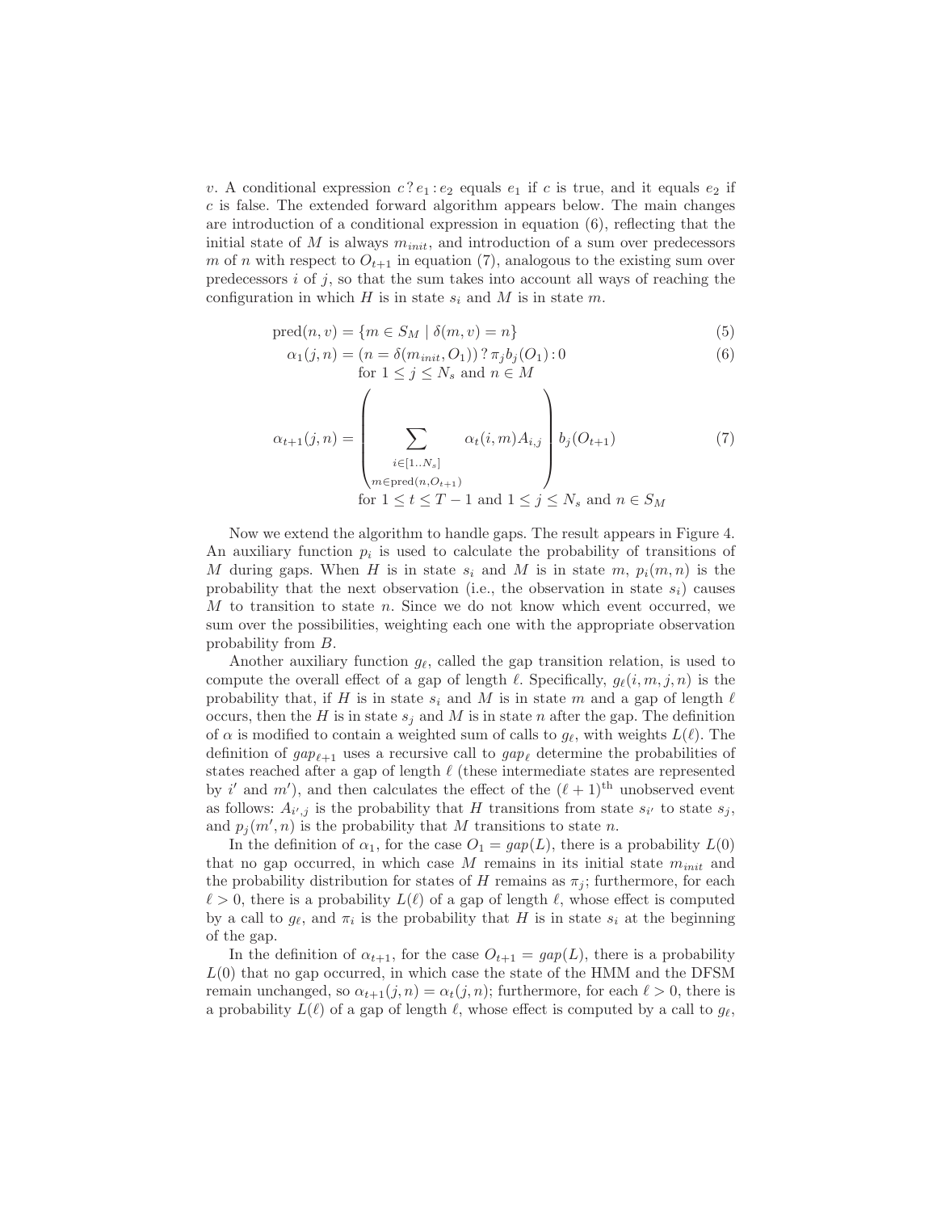$v$. A conditional expression $c\,?\,e_1 : e_2$ equals $e_1$ if $c$ is true, and it equals $e_2$ if $c$ is false. The extended forward algorithm appears below. The main changes are introduction of a conditional expression in equation (6), reflecting that the initial state of $M$ is always $m_{init}$, and introduction of a sum over predecessors $m$ of $n$ with respect to $O_{t+1}$ in equation (7), analogous to the existing sum over predecessors $i$ of $j$, so that the sum takes into account all ways of reaching the configuration in which $H$ is in state $s_i$ and $M$ is in state $m$.

$$\text{pred}(n, v) = \{m \in S_M \mid \delta(m, v) = n\} \tag{5}$$

$$\alpha_1(j, n) = (n = \delta(m_{init}, O_1))\,?\,\pi_j b_j(O_1) : 0 \tag{6}$$
$$\text{for } 1 \leq j \leq N_s \text{ and } n \in M$$

$$\alpha_{t+1}(j, n) = \left( \sum_{\substack{i \in [1..N_s] \\ m \in \text{pred}(n, O_{t+1})}} \alpha_t(i, m) A_{i,j} \right) b_j(O_{t+1}) \tag{7}$$
$$\text{for } 1 \leq t \leq T-1 \text{ and } 1 \leq j \leq N_s \text{ and } n \in S_M$$

Now we extend the algorithm to handle gaps. The result appears in Figure 4. An auxiliary function $p_i$ is used to calculate the probability of transitions of $M$ during gaps. When $H$ is in state $s_i$ and $M$ is in state $m$, $p_i(m, n)$ is the probability that the next observation (i.e., the observation in state $s_i$) causes $M$ to transition to state $n$. Since we do not know which event occurred, we sum over the possibilities, weighting each one with the appropriate observation probability from $B$.

Another auxiliary function $g_\ell$, called the gap transition relation, is used to compute the overall effect of a gap of length $\ell$. Specifically, $g_\ell(i, m, j, n)$ is the probability that, if $H$ is in state $s_i$ and $M$ is in state $m$ and a gap of length $\ell$ occurs, then the $H$ is in state $s_j$ and $M$ is in state $n$ after the gap. The definition of $\alpha$ is modified to contain a weighted sum of calls to $g_\ell$, with weights $L(\ell)$. The definition of $gap_{\ell+1}$ uses a recursive call to $gap_\ell$ determine the probabilities of states reached after a gap of length $\ell$ (these intermediate states are represented by $i'$ and $m'$), and then calculates the effect of the $(\ell+1)^{\text{th}}$ unobserved event as follows: $A_{i',j}$ is the probability that $H$ transitions from state $s_{i'}$ to state $s_j$, and $p_j(m', n)$ is the probability that $M$ transitions to state $n$.

In the definition of $\alpha_1$, for the case $O_1 = gap(L)$, there is a probability $L(0)$ that no gap occurred, in which case $M$ remains in its initial state $m_{init}$ and the probability distribution for states of $H$ remains as $\pi_j$; furthermore, for each $\ell > 0$, there is a probability $L(\ell)$ of a gap of length $\ell$, whose effect is computed by a call to $g_\ell$, and $\pi_i$ is the probability that $H$ is in state $s_i$ at the beginning of the gap.

In the definition of $\alpha_{t+1}$, for the case $O_{t+1} = gap(L)$, there is a probability $L(0)$ that no gap occurred, in which case the state of the HMM and the DFSM remain unchanged, so $\alpha_{t+1}(j, n) = \alpha_t(j, n)$; furthermore, for each $\ell > 0$, there is a probability $L(\ell)$ of a gap of length $\ell$, whose effect is computed by a call to $g_\ell$,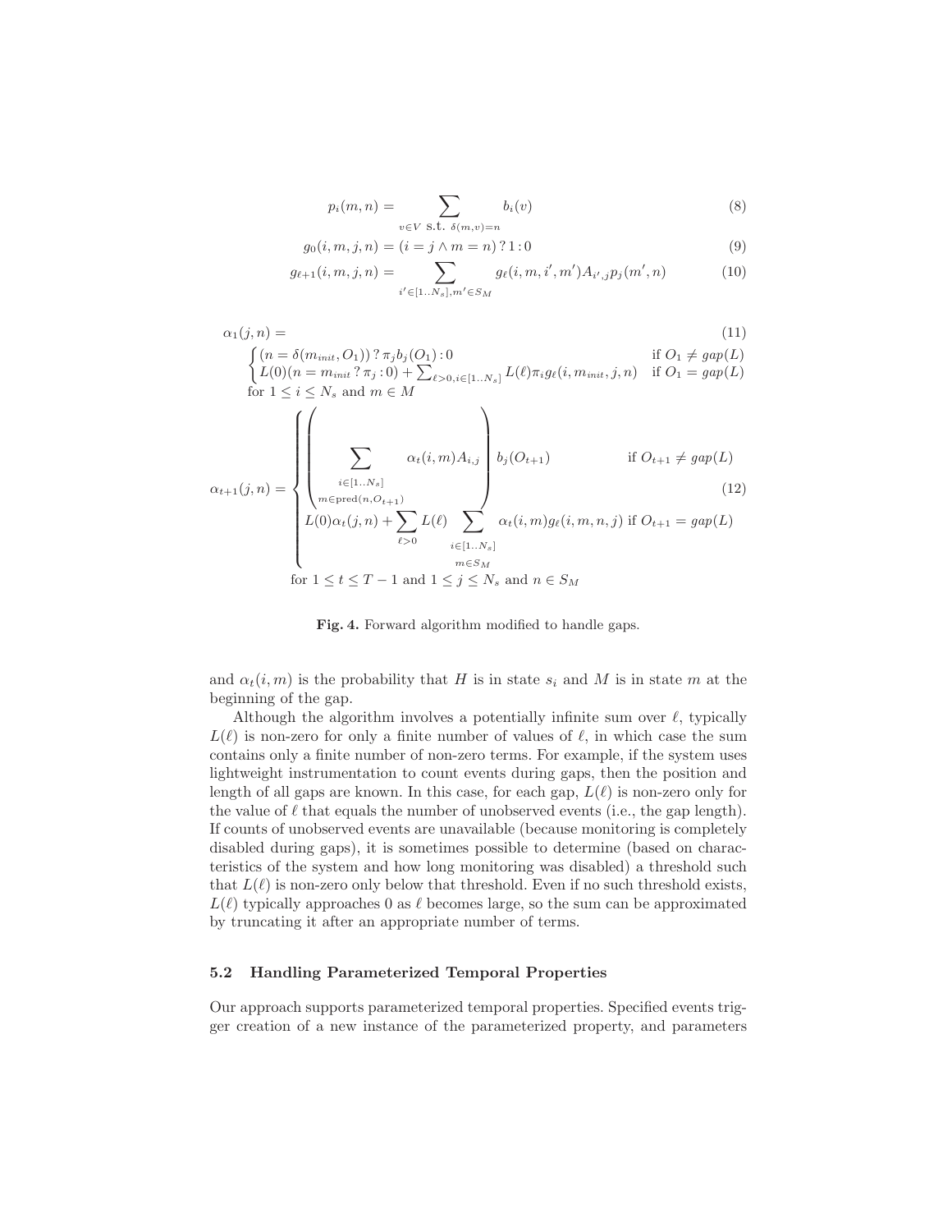$$p_i(m, n) = \sum_{v \in V \text{ s.t. } \delta(m,v)=n} b_i(v) \tag{8}$$

$$g_0(i, m, j, n) = (i = j \wedge m = n) \,?\, 1 : 0 \tag{9}$$

$$g_{\ell+1}(i, m, j, n) = \sum_{i' \in [1..N_s], m' \in S_M} g_\ell(i, m, i', m') A_{i',j} p_j(m', n) \tag{10}$$

$$\alpha_1(j, n) = \tag{11}$$

$$\begin{cases} (n = \delta(m_{init}, O_1)) \,?\, \pi_j b_j(O_1) : 0 & \text{if } O_1 \neq gap(L) \\ L(0)(n = m_{init} \,?\, \pi_j : 0) + \sum_{\ell>0, i \in [1..N_s]} L(\ell) \pi_i g_\ell(i, m_{init}, j, n) & \text{if } O_1 = gap(L) \end{cases}$$

for $1 \leq i \leq N_s$ and $m \in M$

$$\alpha_{t+1}(j, n) = \begin{cases} \left( \sum_{\substack{i \in [1..N_s] \\ m \in \text{pred}(n, O_{t+1})}} \alpha_t(i, m) A_{i,j} \right) b_j(O_{t+1}) & \text{if } O_{t+1} \neq gap(L) \\ L(0)\alpha_t(j, n) + \sum_{\ell>0} L(\ell) \sum_{\substack{i \in [1..N_s] \\ m \in S_M}} \alpha_t(i, m) g_\ell(i, m, n, j) & \text{if } O_{t+1} = gap(L) \end{cases} \tag{12}$$

for $1 \leq t \leq T-1$ and $1 \leq j \leq N_s$ and $n \in S_M$

**Fig. 4.** Forward algorithm modified to handle gaps.

and $\alpha_t(i, m)$ is the probability that $H$ is in state $s_i$ and $M$ is in state $m$ at the beginning of the gap.

Although the algorithm involves a potentially infinite sum over $\ell$, typically $L(\ell)$ is non-zero for only a finite number of values of $\ell$, in which case the sum contains only a finite number of non-zero terms. For example, if the system uses lightweight instrumentation to count events during gaps, then the position and length of all gaps are known. In this case, for each gap, $L(\ell)$ is non-zero only for the value of $\ell$ that equals the number of unobserved events (i.e., the gap length). If counts of unobserved events are unavailable (because monitoring is completely disabled during gaps), it is sometimes possible to determine (based on characteristics of the system and how long monitoring was disabled) a threshold such that $L(\ell)$ is non-zero only below that threshold. Even if no such threshold exists, $L(\ell)$ typically approaches 0 as $\ell$ becomes large, so the sum can be approximated by truncating it after an appropriate number of terms.

### 5.2 Handling Parameterized Temporal Properties

Our approach supports parameterized temporal properties. Specified events trigger creation of a new instance of the parameterized property, and parameters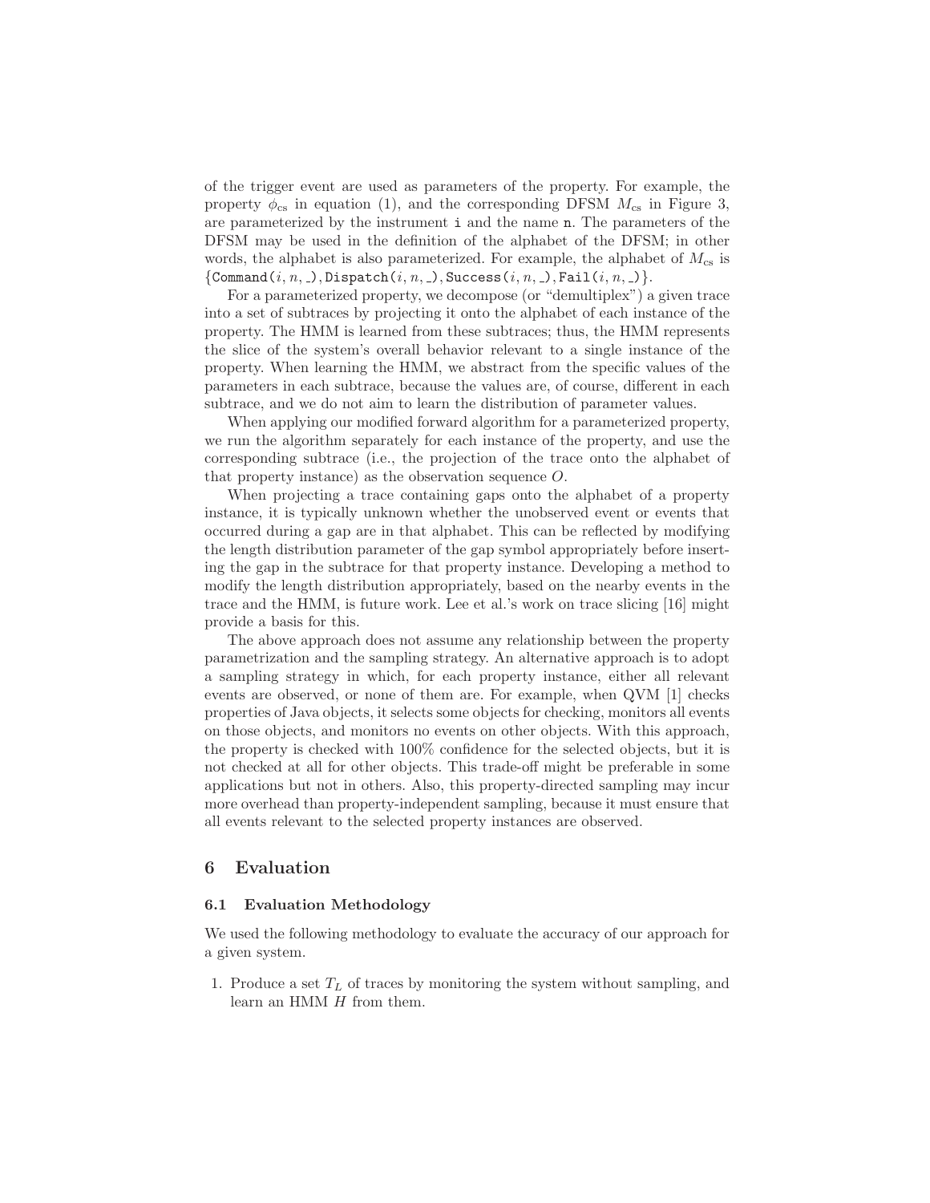of the trigger event are used as parameters of the property. For example, the property $\phi_{\text{cs}}$ in equation (1), and the corresponding DFSM $M_{\text{cs}}$ in Figure 3, are parameterized by the instrument `i` and the name `n`. The parameters of the DFSM may be used in the definition of the alphabet of the DFSM; in other words, the alphabet is also parameterized. For example, the alphabet of $M_{\text{cs}}$ is $\{\texttt{Command}(i, n, \_), \texttt{Dispatch}(i, n, \_), \texttt{Success}(i, n, \_), \texttt{Fail}(i, n, \_)\}$.

For a parameterized property, we decompose (or "demultiplex") a given trace into a set of subtraces by projecting it onto the alphabet of each instance of the property. The HMM is learned from these subtraces; thus, the HMM represents the slice of the system's overall behavior relevant to a single instance of the property. When learning the HMM, we abstract from the specific values of the parameters in each subtrace, because the values are, of course, different in each subtrace, and we do not aim to learn the distribution of parameter values.

When applying our modified forward algorithm for a parameterized property, we run the algorithm separately for each instance of the property, and use the corresponding subtrace (i.e., the projection of the trace onto the alphabet of that property instance) as the observation sequence $O$.

When projecting a trace containing gaps onto the alphabet of a property instance, it is typically unknown whether the unobserved event or events that occurred during a gap are in that alphabet. This can be reflected by modifying the length distribution parameter of the gap symbol appropriately before inserting the gap in the subtrace for that property instance. Developing a method to modify the length distribution appropriately, based on the nearby events in the trace and the HMM, is future work. Lee et al.'s work on trace slicing [16] might provide a basis for this.

The above approach does not assume any relationship between the property parametrization and the sampling strategy. An alternative approach is to adopt a sampling strategy in which, for each property instance, either all relevant events are observed, or none of them are. For example, when QVM [1] checks properties of Java objects, it selects some objects for checking, monitors all events on those objects, and monitors no events on other objects. With this approach, the property is checked with 100% confidence for the selected objects, but it is not checked at all for other objects. This trade-off might be preferable in some applications but not in others. Also, this property-directed sampling may incur more overhead than property-independent sampling, because it must ensure that all events relevant to the selected property instances are observed.

## 6 Evaluation

### 6.1 Evaluation Methodology

We used the following methodology to evaluate the accuracy of our approach for a given system.

1. Produce a set $T_L$ of traces by monitoring the system without sampling, and learn an HMM $H$ from them.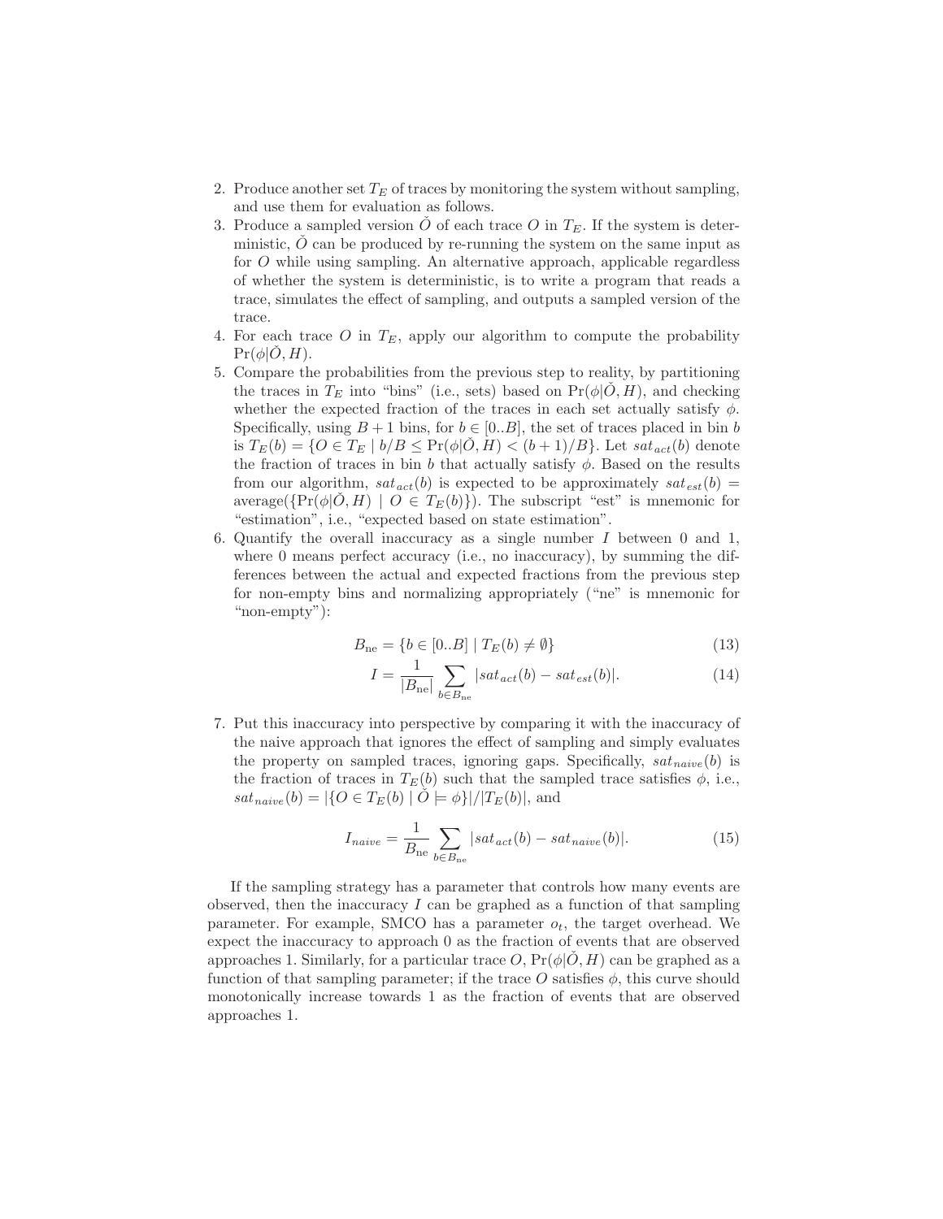2. Produce another set $T_E$ of traces by monitoring the system without sampling, and use them for evaluation as follows.
3. Produce a sampled version $\check{O}$ of each trace $O$ in $T_E$. If the system is deterministic, $\check{O}$ can be produced by re-running the system on the same input as for $O$ while using sampling. An alternative approach, applicable regardless of whether the system is deterministic, is to write a program that reads a trace, simulates the effect of sampling, and outputs a sampled version of the trace.
4. For each trace $O$ in $T_E$, apply our algorithm to compute the probability $\Pr(\phi|\check{O}, H)$.
5. Compare the probabilities from the previous step to reality, by partitioning the traces in $T_E$ into "bins" (i.e., sets) based on $\Pr(\phi|\check{O}, H)$, and checking whether the expected fraction of the traces in each set actually satisfy $\phi$. Specifically, using $B + 1$ bins, for $b \in [0..B]$, the set of traces placed in bin $b$ is $T_E(b) = \{O \in T_E \mid b/B \leq \Pr(\phi|\check{O}, H) < (b + 1)/B\}$. Let $sat_{act}(b)$ denote the fraction of traces in bin $b$ that actually satisfy $\phi$. Based on the results from our algorithm, $sat_{act}(b)$ is expected to be approximately $sat_{est}(b) = \text{average}(\{\Pr(\phi|\check{O}, H) \mid O \in T_E(b)\})$. The subscript "est" is mnemonic for "estimation", i.e., "expected based on state estimation".
6. Quantify the overall inaccuracy as a single number $I$ between 0 and 1, where 0 means perfect accuracy (i.e., no inaccuracy), by summing the differences between the actual and expected fractions from the previous step for non-empty bins and normalizing appropriately ("ne" is mnemonic for "non-empty"):

$$B_{\text{ne}} = \{b \in [0..B] \mid T_E(b) \neq \emptyset\} \tag{13}$$

$$I = \frac{1}{|B_{\text{ne}}|} \sum_{b \in B_{\text{ne}}} |sat_{act}(b) - sat_{est}(b)|. \tag{14}$$

7. Put this inaccuracy into perspective by comparing it with the inaccuracy of the naive approach that ignores the effect of sampling and simply evaluates the property on sampled traces, ignoring gaps. Specifically, $sat_{naive}(b)$ is the fraction of traces in $T_E(b)$ such that the sampled trace satisfies $\phi$, i.e., $sat_{naive}(b) = |\{O \in T_E(b) \mid \check{O} \models \phi\}|/|T_E(b)|$, and

$$I_{naive} = \frac{1}{B_{\text{ne}}} \sum_{b \in B_{\text{ne}}} |sat_{act}(b) - sat_{naive}(b)|. \tag{15}$$

If the sampling strategy has a parameter that controls how many events are observed, then the inaccuracy $I$ can be graphed as a function of that sampling parameter. For example, SMCO has a parameter $o_t$, the target overhead. We expect the inaccuracy to approach 0 as the fraction of events that are observed approaches 1. Similarly, for a particular trace $O$, $\Pr(\phi|\check{O}, H)$ can be graphed as a function of that sampling parameter; if the trace $O$ satisfies $\phi$, this curve should monotonically increase towards 1 as the fraction of events that are observed approaches 1.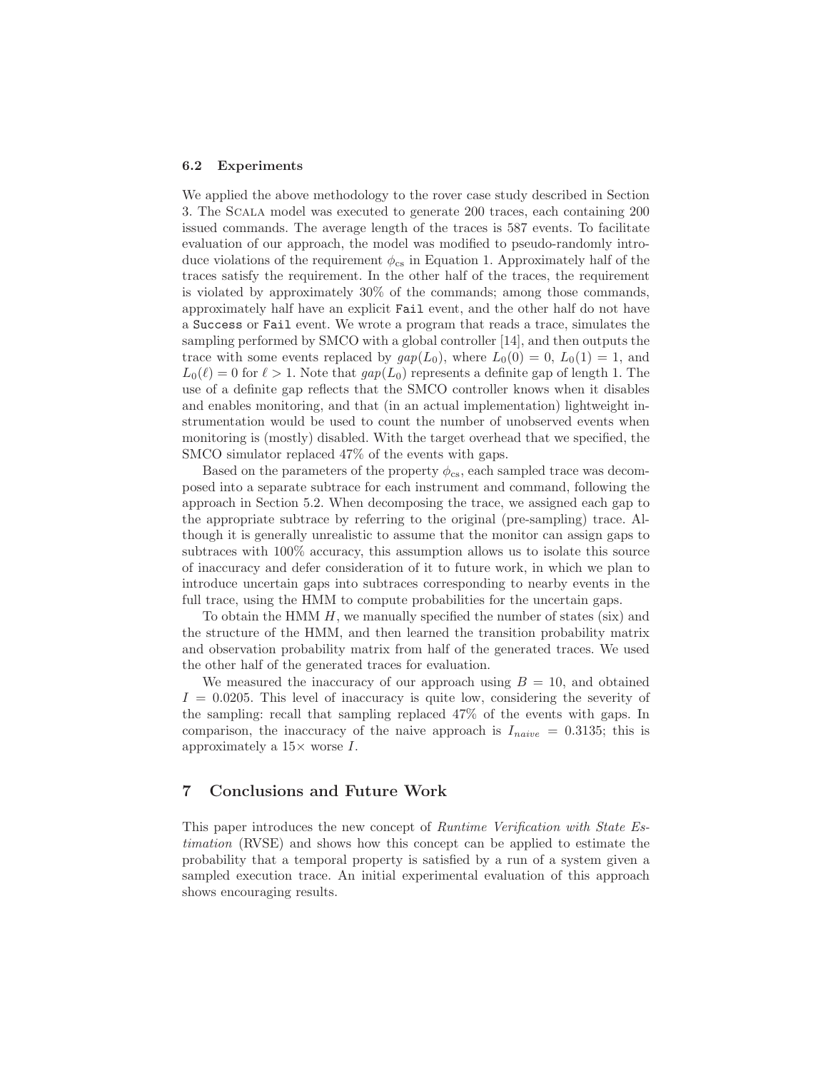### 6.2 Experiments

We applied the above methodology to the rover case study described in Section 3. The Scala model was executed to generate 200 traces, each containing 200 issued commands. The average length of the traces is 587 events. To facilitate evaluation of our approach, the model was modified to pseudo-randomly introduce violations of the requirement $\phi_{\text{cs}}$ in Equation 1. Approximately half of the traces satisfy the requirement. In the other half of the traces, the requirement is violated by approximately 30% of the commands; among those commands, approximately half have an explicit `Fail` event, and the other half do not have a `Success` or `Fail` event. We wrote a program that reads a trace, simulates the sampling performed by SMCO with a global controller [14], and then outputs the trace with some events replaced by $gap(L_0)$, where $L_0(0) = 0$, $L_0(1) = 1$, and $L_0(\ell) = 0$ for $\ell > 1$. Note that $gap(L_0)$ represents a definite gap of length 1. The use of a definite gap reflects that the SMCO controller knows when it disables and enables monitoring, and that (in an actual implementation) lightweight instrumentation would be used to count the number of unobserved events when monitoring is (mostly) disabled. With the target overhead that we specified, the SMCO simulator replaced 47% of the events with gaps.

Based on the parameters of the property $\phi_{\text{cs}}$, each sampled trace was decomposed into a separate subtrace for each instrument and command, following the approach in Section 5.2. When decomposing the trace, we assigned each gap to the appropriate subtrace by referring to the original (pre-sampling) trace. Although it is generally unrealistic to assume that the monitor can assign gaps to subtraces with 100% accuracy, this assumption allows us to isolate this source of inaccuracy and defer consideration of it to future work, in which we plan to introduce uncertain gaps into subtraces corresponding to nearby events in the full trace, using the HMM to compute probabilities for the uncertain gaps.

To obtain the HMM $H$, we manually specified the number of states (six) and the structure of the HMM, and then learned the transition probability matrix and observation probability matrix from half of the generated traces. We used the other half of the generated traces for evaluation.

We measured the inaccuracy of our approach using $B = 10$, and obtained $I = 0.0205$. This level of inaccuracy is quite low, considering the severity of the sampling: recall that sampling replaced 47% of the events with gaps. In comparison, the inaccuracy of the naive approach is $I_{naive} = 0.3135$; this is approximately a 15× worse $I$.

## 7 Conclusions and Future Work

This paper introduces the new concept of *Runtime Verification with State Estimation* (RVSE) and shows how this concept can be applied to estimate the probability that a temporal property is satisfied by a run of a system given a sampled execution trace. An initial experimental evaluation of this approach shows encouraging results.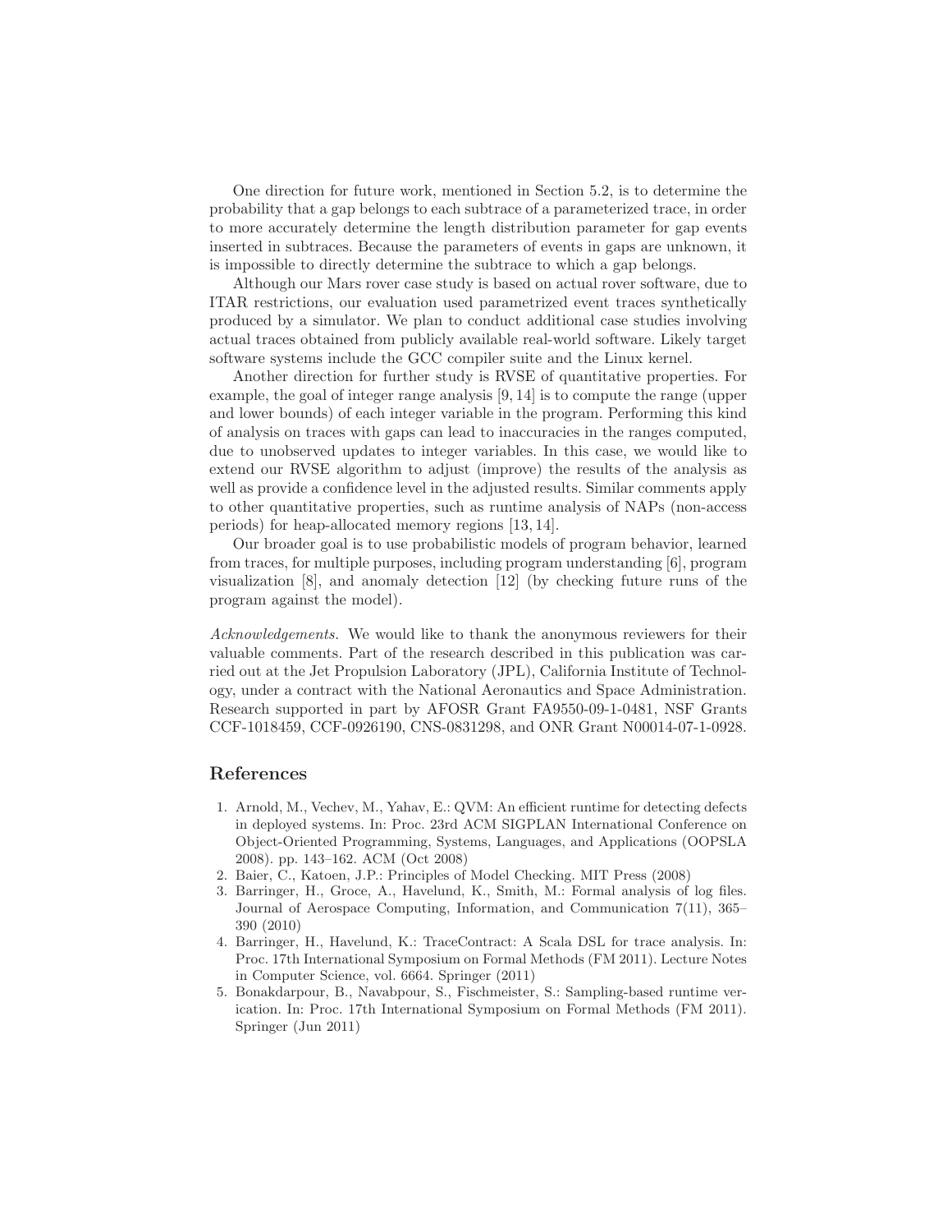One direction for future work, mentioned in Section 5.2, is to determine the probability that a gap belongs to each subtrace of a parameterized trace, in order to more accurately determine the length distribution parameter for gap events inserted in subtraces. Because the parameters of events in gaps are unknown, it is impossible to directly determine the subtrace to which a gap belongs.

Although our Mars rover case study is based on actual rover software, due to ITAR restrictions, our evaluation used parametrized event traces synthetically produced by a simulator. We plan to conduct additional case studies involving actual traces obtained from publicly available real-world software. Likely target software systems include the GCC compiler suite and the Linux kernel.

Another direction for further study is RVSE of quantitative properties. For example, the goal of integer range analysis [9, 14] is to compute the range (upper and lower bounds) of each integer variable in the program. Performing this kind of analysis on traces with gaps can lead to inaccuracies in the ranges computed, due to unobserved updates to integer variables. In this case, we would like to extend our RVSE algorithm to adjust (improve) the results of the analysis as well as provide a confidence level in the adjusted results. Similar comments apply to other quantitative properties, such as runtime analysis of NAPs (non-access periods) for heap-allocated memory regions [13, 14].

Our broader goal is to use probabilistic models of program behavior, learned from traces, for multiple purposes, including program understanding [6], program visualization [8], and anomaly detection [12] (by checking future runs of the program against the model).

*Acknowledgements.* We would like to thank the anonymous reviewers for their valuable comments. Part of the research described in this publication was carried out at the Jet Propulsion Laboratory (JPL), California Institute of Technology, under a contract with the National Aeronautics and Space Administration. Research supported in part by AFOSR Grant FA9550-09-1-0481, NSF Grants CCF-1018459, CCF-0926190, CNS-0831298, and ONR Grant N00014-07-1-0928.

## References

1. Arnold, M., Vechev, M., Yahav, E.: QVM: An efficient runtime for detecting defects in deployed systems. In: Proc. 23rd ACM SIGPLAN International Conference on Object-Oriented Programming, Systems, Languages, and Applications (OOPSLA 2008). pp. 143–162. ACM (Oct 2008)
2. Baier, C., Katoen, J.P.: Principles of Model Checking. MIT Press (2008)
3. Barringer, H., Groce, A., Havelund, K., Smith, M.: Formal analysis of log files. Journal of Aerospace Computing, Information, and Communication 7(11), 365–390 (2010)
4. Barringer, H., Havelund, K.: TraceContract: A Scala DSL for trace analysis. In: Proc. 17th International Symposium on Formal Methods (FM 2011). Lecture Notes in Computer Science, vol. 6664. Springer (2011)
5. Bonakdarpour, B., Navabpour, S., Fischmeister, S.: Sampling-based runtime verication. In: Proc. 17th International Symposium on Formal Methods (FM 2011). Springer (Jun 2011)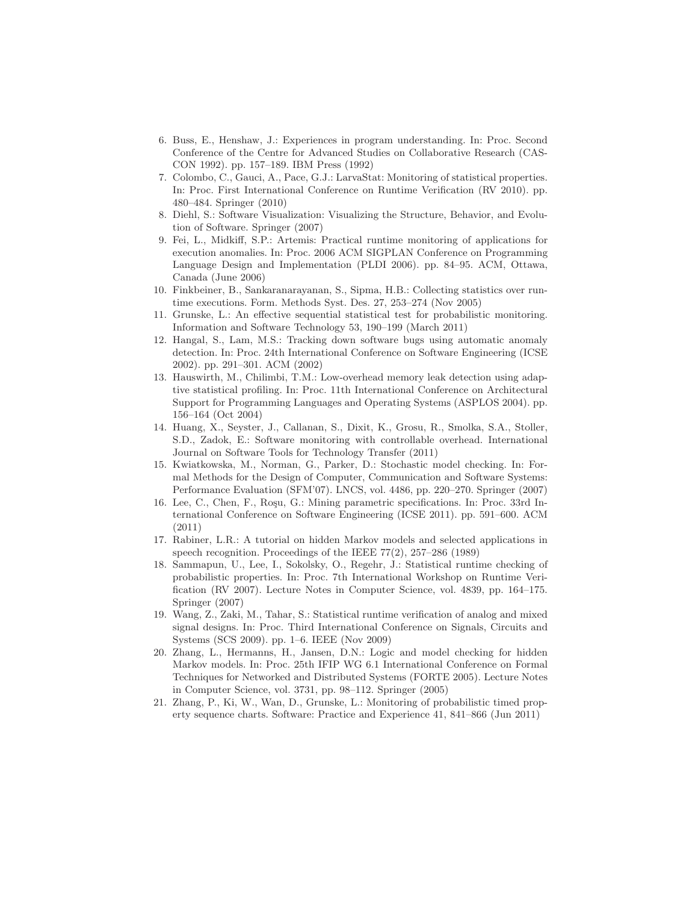6. Buss, E., Henshaw, J.: Experiences in program understanding. In: Proc. Second Conference of the Centre for Advanced Studies on Collaborative Research (CASCON 1992). pp. 157–189. IBM Press (1992)
7. Colombo, C., Gauci, A., Pace, G.J.: LarvaStat: Monitoring of statistical properties. In: Proc. First International Conference on Runtime Verification (RV 2010). pp. 480–484. Springer (2010)
8. Diehl, S.: Software Visualization: Visualizing the Structure, Behavior, and Evolution of Software. Springer (2007)
9. Fei, L., Midkiff, S.P.: Artemis: Practical runtime monitoring of applications for execution anomalies. In: Proc. 2006 ACM SIGPLAN Conference on Programming Language Design and Implementation (PLDI 2006). pp. 84–95. ACM, Ottawa, Canada (June 2006)
10. Finkbeiner, B., Sankaranarayanan, S., Sipma, H.B.: Collecting statistics over runtime executions. Form. Methods Syst. Des. 27, 253–274 (Nov 2005)
11. Grunske, L.: An effective sequential statistical test for probabilistic monitoring. Information and Software Technology 53, 190–199 (March 2011)
12. Hangal, S., Lam, M.S.: Tracking down software bugs using automatic anomaly detection. In: Proc. 24th International Conference on Software Engineering (ICSE 2002). pp. 291–301. ACM (2002)
13. Hauswirth, M., Chilimbi, T.M.: Low-overhead memory leak detection using adaptive statistical profiling. In: Proc. 11th International Conference on Architectural Support for Programming Languages and Operating Systems (ASPLOS 2004). pp. 156–164 (Oct 2004)
14. Huang, X., Seyster, J., Callanan, S., Dixit, K., Grosu, R., Smolka, S.A., Stoller, S.D., Zadok, E.: Software monitoring with controllable overhead. International Journal on Software Tools for Technology Transfer (2011)
15. Kwiatkowska, M., Norman, G., Parker, D.: Stochastic model checking. In: Formal Methods for the Design of Computer, Communication and Software Systems: Performance Evaluation (SFM'07). LNCS, vol. 4486, pp. 220–270. Springer (2007)
16. Lee, C., Chen, F., Roşu, G.: Mining parametric specifications. In: Proc. 33rd International Conference on Software Engineering (ICSE 2011). pp. 591–600. ACM (2011)
17. Rabiner, L.R.: A tutorial on hidden Markov models and selected applications in speech recognition. Proceedings of the IEEE 77(2), 257–286 (1989)
18. Sammapun, U., Lee, I., Sokolsky, O., Regehr, J.: Statistical runtime checking of probabilistic properties. In: Proc. 7th International Workshop on Runtime Verification (RV 2007). Lecture Notes in Computer Science, vol. 4839, pp. 164–175. Springer (2007)
19. Wang, Z., Zaki, M., Tahar, S.: Statistical runtime verification of analog and mixed signal designs. In: Proc. Third International Conference on Signals, Circuits and Systems (SCS 2009). pp. 1–6. IEEE (Nov 2009)
20. Zhang, L., Hermanns, H., Jansen, D.N.: Logic and model checking for hidden Markov models. In: Proc. 25th IFIP WG 6.1 International Conference on Formal Techniques for Networked and Distributed Systems (FORTE 2005). Lecture Notes in Computer Science, vol. 3731, pp. 98–112. Springer (2005)
21. Zhang, P., Ki, W., Wan, D., Grunske, L.: Monitoring of probabilistic timed property sequence charts. Software: Practice and Experience 41, 841–866 (Jun 2011)